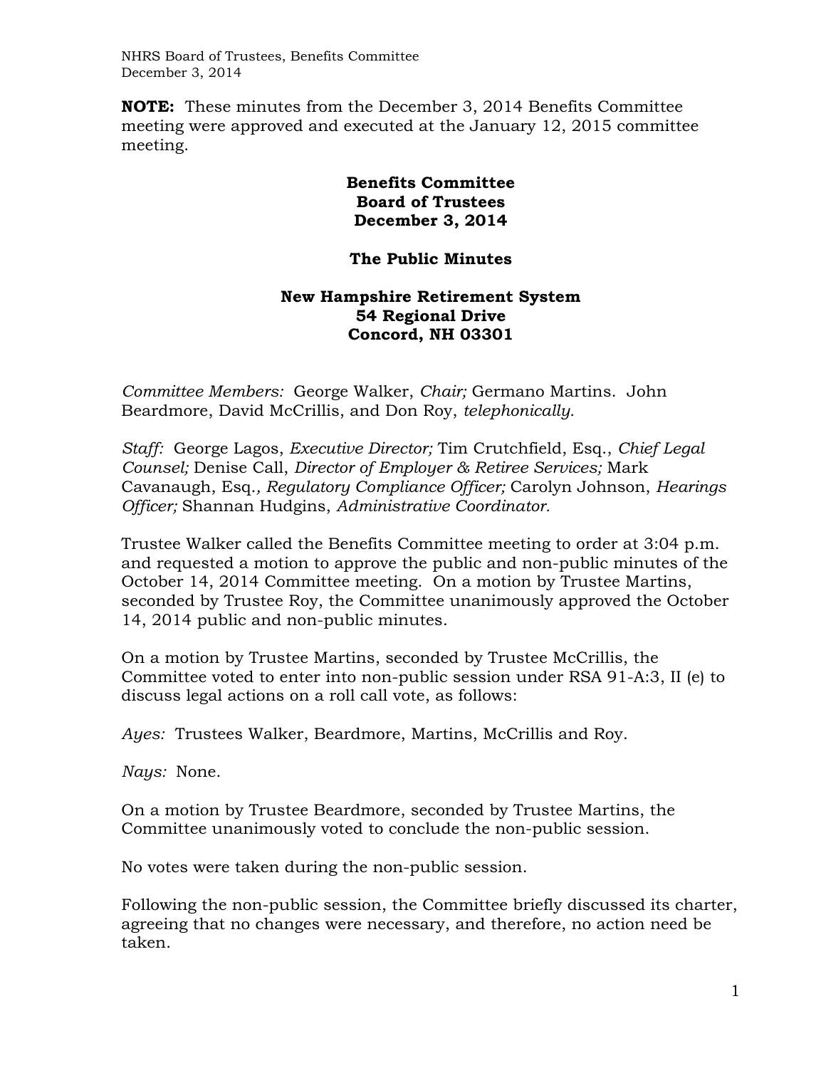**NOTE:** These minutes from the December 3, 2014 Benefits Committee meeting were approved and executed at the January 12, 2015 committee meeting.

# Benefits Committee
# Board of Trustees
# December 3, 2014

## The Public Minutes

### New Hampshire Retirement System
### 54 Regional Drive
### Concord, NH 03301

*Committee Members:* George Walker, *Chair;* Germano Martins. John Beardmore, David McCrillis, and Don Roy, *telephonically.*

*Staff:* George Lagos, *Executive Director;* Tim Crutchfield, Esq., *Chief Legal Counsel;* Denise Call, *Director of Employer & Retiree Services;* Mark Cavanaugh, Esq., *Regulatory Compliance Officer;* Carolyn Johnson, *Hearings Officer;* Shannan Hudgins, *Administrative Coordinator.*

Trustee Walker called the Benefits Committee meeting to order at 3:04 p.m. and requested a motion to approve the public and non-public minutes of the October 14, 2014 Committee meeting. On a motion by Trustee Martins, seconded by Trustee Roy, the Committee unanimously approved the October 14, 2014 public and non-public minutes.

On a motion by Trustee Martins, seconded by Trustee McCrillis, the Committee voted to enter into non-public session under RSA 91-A:3, II (e) to discuss legal actions on a roll call vote, as follows:

*Ayes:* Trustees Walker, Beardmore, Martins, McCrillis and Roy.

*Nays:* None.

On a motion by Trustee Beardmore, seconded by Trustee Martins, the Committee unanimously voted to conclude the non-public session.

No votes were taken during the non-public session.

Following the non-public session, the Committee briefly discussed its charter, agreeing that no changes were necessary, and therefore, no action need be taken.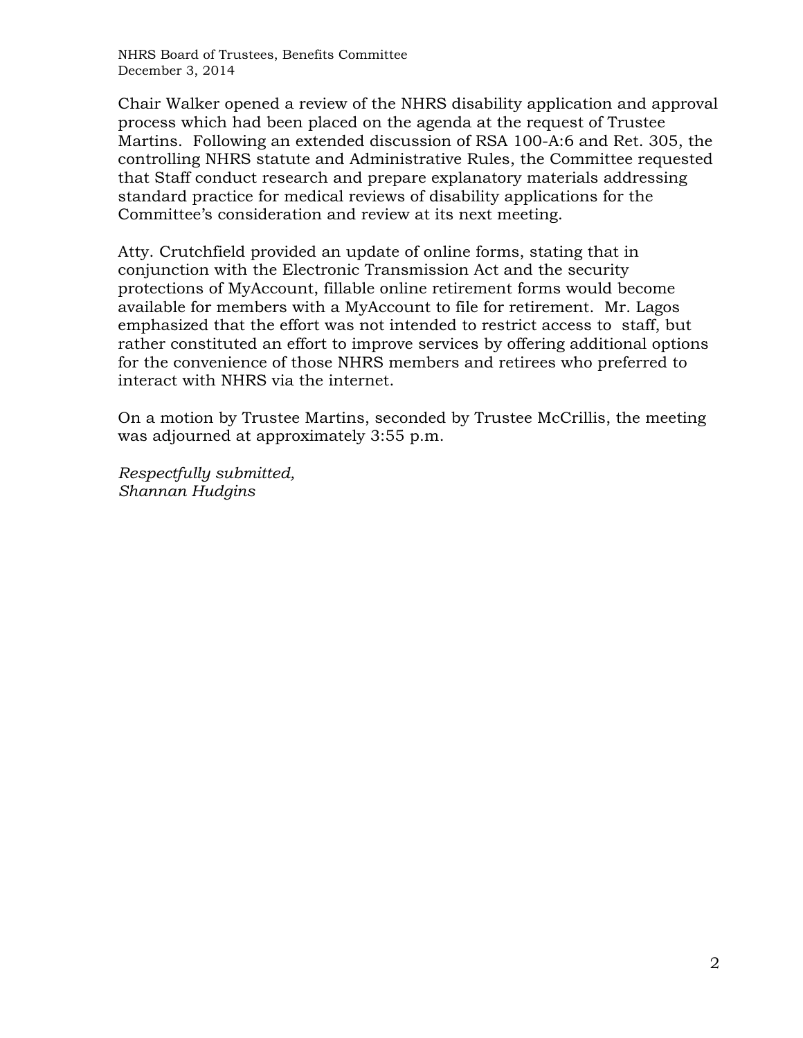Chair Walker opened a review of the NHRS disability application and approval process which had been placed on the agenda at the request of Trustee Martins. Following an extended discussion of RSA 100-A:6 and Ret. 305, the controlling NHRS statute and Administrative Rules, the Committee requested that Staff conduct research and prepare explanatory materials addressing standard practice for medical reviews of disability applications for the Committee's consideration and review at its next meeting.

Atty. Crutchfield provided an update of online forms, stating that in conjunction with the Electronic Transmission Act and the security protections of MyAccount, fillable online retirement forms would become available for members with a MyAccount to file for retirement. Mr. Lagos emphasized that the effort was not intended to restrict access to staff, but rather constituted an effort to improve services by offering additional options for the convenience of those NHRS members and retirees who preferred to interact with NHRS via the internet.

On a motion by Trustee Martins, seconded by Trustee McCrillis, the meeting was adjourned at approximately 3:55 p.m.

*Respectfully submitted,*
*Shannan Hudgins*